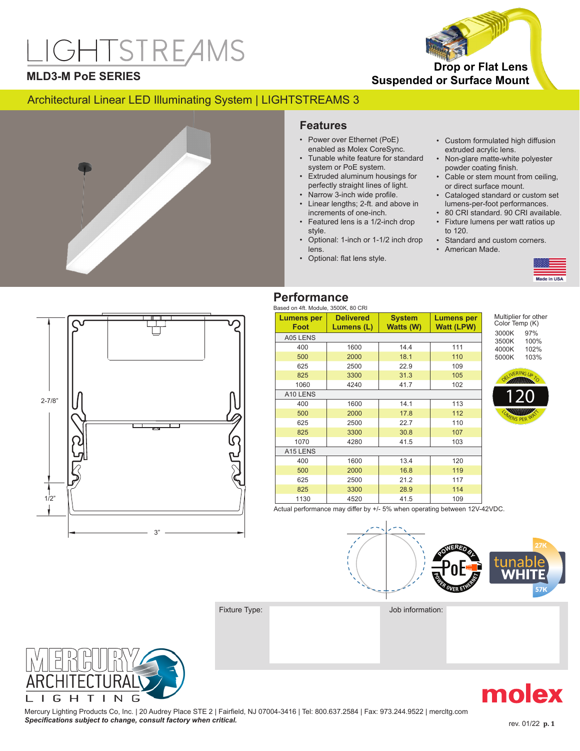# LIGHTSTREAMS

## MLD3-M PoE SERIES

**Drop or Flat Lens**
**Suspended or Surface Mount**

Architectural Linear LED Illuminating System | LIGHTSTREAMS 3

## Features

- Power over Ethernet (PoE) enabled as Molex CoreSync.
- Tunable white feature for standard system or PoE system.
- Extruded aluminum housings for perfectly straight lines of light.
- Narrow 3-inch wide profile.
- Linear lengths; 2-ft. and above in increments of one-inch.
- Featured lens is a 1/2-inch drop style.
- Optional: 1-inch or 1-1/2 inch drop lens.
- Optional: flat lens style.
- Custom formulated high diffusion extruded acrylic lens.
- Non-glare matte-white polyester powder coating finish.
- Cable or stem mount from ceiling, or direct surface mount.
- Cataloged standard or custom set lumens-per-foot performances.
- 80 CRI standard. 90 CRI available.
- Fixture lumens per watt ratios up to 120.
- Standard and custom corners.
- American Made.

Made in USA

2-7/8"

1/2"

3"

## Performance

Based on 4ft. Module, 3500K, 80 CRI

| Lumens per Foot | Delivered Lumens (L) | System Watts (W) | Lumens per Watt (LPW) |
|---|---|---|---|
| A05 LENS | | | |
| 400 | 1600 | 14.4 | 111 |
| 500 | 2000 | 18.1 | 110 |
| 625 | 2500 | 22.9 | 109 |
| 825 | 3300 | 31.3 | 105 |
| 1060 | 4240 | 41.7 | 102 |
| A10 LENS | | | |
| 400 | 1600 | 14.1 | 113 |
| 500 | 2000 | 17.8 | 112 |
| 625 | 2500 | 22.7 | 110 |
| 825 | 3300 | 30.8 | 107 |
| 1070 | 4280 | 41.5 | 103 |
| A15 LENS | | | |
| 400 | 1600 | 13.4 | 120 |
| 500 | 2000 | 16.8 | 119 |
| 625 | 2500 | 21.2 | 117 |
| 825 | 3300 | 28.9 | 114 |
| 1130 | 4520 | 41.5 | 109 |

Actual performance may differ by +/- 5% when operating between 12V-42VDC.

Multiplier for other Color Temp (K)

| | |
|---|---|
| 3000K | 97% |
| 3500K | 100% |
| 4000K | 102% |
| 5000K | 103% |

DELIVERING UP TO 120 LUMENS PER WATT

POWERED BY PoE POWER OVER ETHERNET

tunable WHITE 27K 57K

Fixture Type:

Job information:

MERCURY ARCHITECTURAL LIGHTING

molex

Mercury Lighting Products Co, Inc. | 20 Audrey Place STE 2 | Fairfield, NJ 07004-3416 | Tel: 800.637.2584 | Fax: 973.244.9522 | mercltg.com

***Specifications subject to change, consult factory when critical.***

rev. 01/22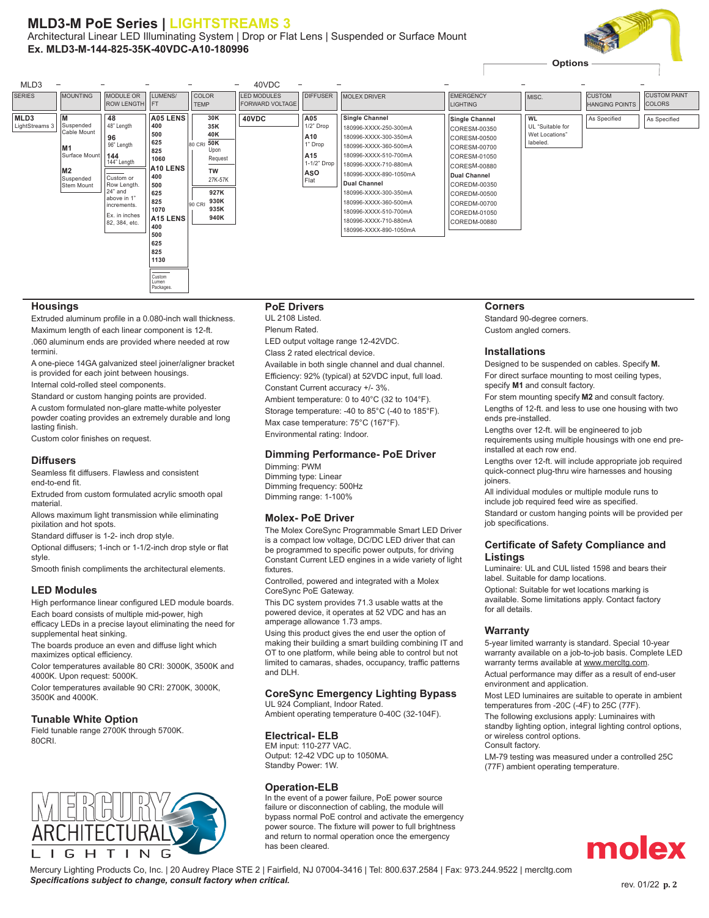# MLD3-M PoE Series | LIGHTSTREAMS 3

Architectural Linear LED Illuminating System | Drop or Flat Lens | Suspended or Surface Mount

**Ex. MLD3-M-144-825-35K-40VDC-A10-180996**

Options

| MLD3 – | – | – | – | – | 40VDC – | – | – | – | – | – | – |
|---|---|---|---|---|---|---|---|---|---|---|---|
| SERIES | MOUNTING | MODULE OR ROW LENGTH | LUMENS/ FT | COLOR TEMP | LED MODULES FORWARD VOLTAGE | DIFFUSER | MOLEX DRIVER | EMERGENCY LIGHTING | MISC. | CUSTOM HANGING POINTS | CUSTOM PAINT COLORS |
| **MLD3** LightStreams 3 | **M** Suspended Cable Mount<br>**M1** Surface Mount<br>**M2** Suspended Stem Mount | **48** 48" Length<br>**96** 96" Length<br>**144** 144" Length<br>Custom or Row Length. 24" and above in 1" increments.<br>Ex. in inches 82, 384, etc. | **A05 LENS** 400, 500, 625, 825, 1060<br>**A10 LENS** 400, 500, 625, 825, 1070<br>**A15 LENS** 400, 500, 625, 825, 1130<br>Custom Lumen Packages. | 80 CRI: **30K**, **35K**, **40K**, **50K** Upon Request<br>**TW** 27K-57K<br>90 CRI: **927K**, **930K**, **935K**, **940K** | **40VDC** | **A05** 1/2" Drop<br>**A10** 1" Drop<br>**A15** 1-1/2" Drop<br>**ASO** Flat | **Single Channel**<br>180996-XXXX-250-300mA<br>180996-XXXX-300-350mA<br>180996-XXXX-360-500mA<br>180996-XXXX-510-700mA<br>180996-XXXX-710-880mA<br>180996-XXXX-890-1050mA<br>**Dual Channel**<br>180996-XXXX-300-350mA<br>180996-XXXX-360-500mA<br>180996-XXXX-510-700mA<br>180996-XXXX-710-880mA<br>180996-XXXX-890-1050mA | **Single Channel**<br>CORESM-00350<br>CORESM-00500<br>CORESM-00700<br>CORESM-01050<br>CORESM-00880<br>**Dual Channel**<br>COREDM-00350<br>COREDM-00500<br>COREDM-00700<br>COREDM-01050<br>COREDM-00880 | **WL** UL "Suitable for Wet Locations" labeled. | As Specified | As Specified |

## Housings

Extruded aluminum profile in a 0.080-inch wall thickness.

Maximum length of each linear component is 12-ft.

.060 aluminum ends are provided where needed at row termini.

A one-piece 14GA galvanized steel joiner/aligner bracket is provided for each joint between housings.

Internal cold-rolled steel components.

Standard or custom hanging points are provided.

A custom formulated non-glare matte-white polyester powder coating provides an extremely durable and long lasting finish.

Custom color finishes on request.

## Diffusers

Seamless fit diffusers. Flawless and consistent end-to-end fit.

Extruded from custom formulated acrylic smooth opal material.

Allows maximum light transmission while eliminating pixilation and hot spots.

Standard diffuser is 1-2- inch drop style.

Optional diffusers; 1-inch or 1-1/2-inch drop style or flat style.

Smooth finish compliments the architectural elements.

## LED Modules

High performance linear configured LED module boards.

Each board consists of multiple mid-power, high efficacy LEDs in a precise layout eliminating the need for supplemental heat sinking.

The boards produce an even and diffuse light which maximizes optical efficiency.

Color temperatures available 80 CRI: 3000K, 3500K and 4000K. Upon request: 5000K.

Color temperatures available 90 CRI: 2700K, 3000K, 3500K and 4000K.

## Tunable White Option

Field tunable range 2700K through 5700K.
80CRI.

## PoE Drivers

UL 2108 Listed.

Plenum Rated.

LED output voltage range 12-42VDC.

Class 2 rated electrical device.

Available in both single channel and dual channel.

Efficiency: 92% (typical) at 52VDC input, full load.

Constant Current accuracy +/- 3%.

Ambient temperature: 0 to 40°C (32 to 104°F).

Storage temperature: -40 to 85°C (-40 to 185°F).

Max case temperature: 75°C (167°F).

Environmental rating: Indoor.

## Dimming Performance- PoE Driver

Dimming: PWM
Dimming type: Linear
Dimming frequency: 500Hz
Dimming range: 1-100%

## Molex- PoE Driver

The Molex CoreSync Programmable Smart LED Driver is a compact low voltage, DC/DC LED driver that can be programmed to specific power outputs, for driving Constant Current LED engines in a wide variety of light fixtures.

Controlled, powered and integrated with a Molex CoreSync PoE Gateway.

This DC system provides 71.3 usable watts at the powered device, it operates at 52 VDC and has an amperage allowance 1.73 amps.

Using this product gives the end user the option of making their building a smart building combining IT and OT to one platform, while being able to control but not limited to camaras, shades, occupancy, traffic patterns and DLH.

## CoreSync Emergency Lighting Bypass

UL 924 Compliant, Indoor Rated.
Ambient operating temperature 0-40C (32-104F).

## Electrical- ELB

EM input: 110-277 VAC.
Output: 12-42 VDC up to 1050MA.
Standby Power: 1W.

## Operation-ELB

In the event of a power failure, PoE power source failure or disconnection of cabling, the module will bypass normal PoE control and activate the emergency power source. The fixture will power to full brightness and return to normal operation once the emergency has been cleared.

## Corners

Standard 90-degree corners.

Custom angled corners.

## Installations

Designed to be suspended on cables. Specify **M.**

For direct surface mounting to most ceiling types, specify **M1** and consult factory.

For stem mounting specify **M2** and consult factory.

Lengths of 12-ft. and less to use one housing with two ends pre-installed.

Lengths over 12-ft. will be engineered to job requirements using multiple housings with one end pre-installed at each row end.

Lengths over 12-ft. will include appropriate job required quick-connect plug-thru wire harnesses and housing joiners.

All individual modules or multiple module runs to include job required feed wire as specified.

Standard or custom hanging points will be provided per job specifications.

## Certificate of Safety Compliance and Listings

Luminaire: UL and CUL listed 1598 and bears their label. Suitable for damp locations.

Optional: Suitable for wet locations marking is available. Some limitations apply. Contact factory for all details.

## Warranty

5-year limited warranty is standard. Special 10-year warranty available on a job-to-job basis. Complete LED warranty terms available at www.mercltg.com.

Actual performance may differ as a result of end-user environment and application.

Most LED luminaires are suitable to operate in ambient temperatures from -20C (-4F) to 25C (77F).

The following exclusions apply: Luminaires with standby lighting option, integral lighting control options, or wireless control options.
Consult factory.

LM-79 testing was measured under a controlled 25C (77F) ambient operating temperature.

MERCURY ARCHITECTURAL LIGHTING

molex

Mercury Lighting Products Co, Inc. | 20 Audrey Place STE 2 | Fairfield, NJ 07004-3416 | Tel: 800.637.2584 | Fax: 973.244.9522 | mercltg.com

***Specifications subject to change, consult factory when critical.***

rev. 01/22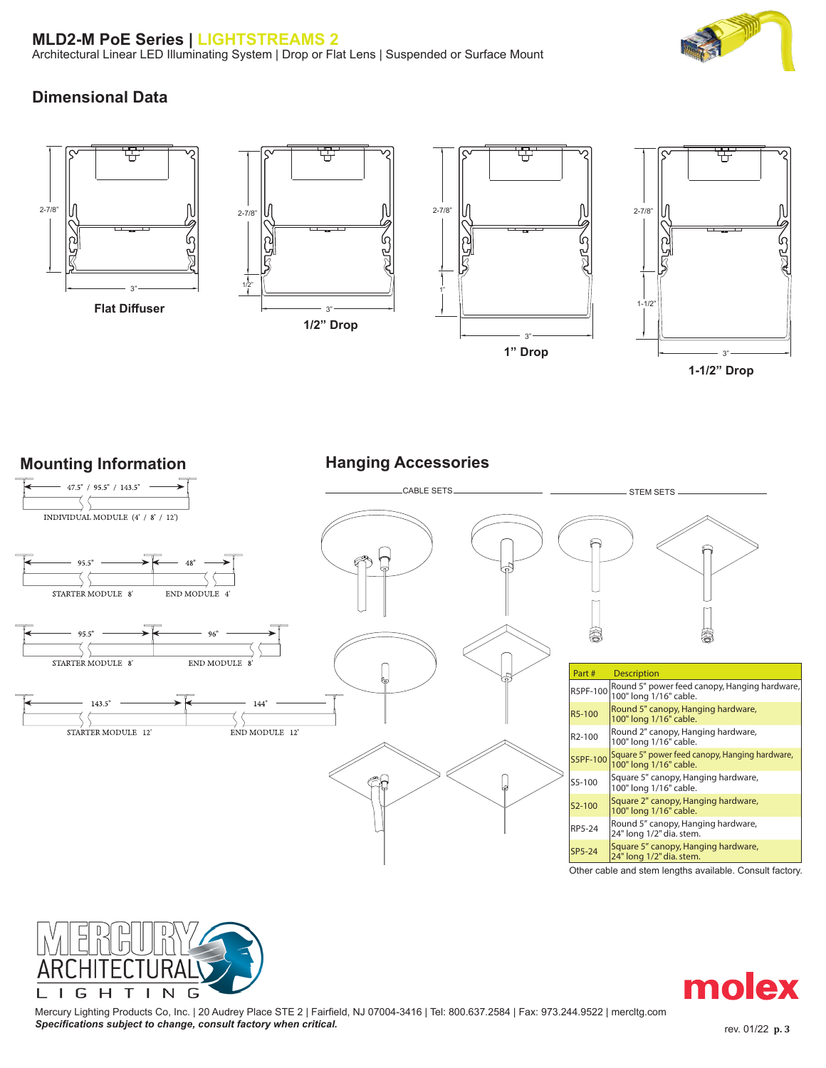# MLD2-M PoE Series | LIGHTSTREAMS 2

Architectural Linear LED Illuminating System | Drop or Flat Lens | Suspended or Surface Mount

## Dimensional Data

2-7/8"
3"
**Flat Diffuser**

2-7/8"
1/2"
3"
**1/2" Drop**

2-7/8"
1"
3"
**1" Drop**

2-7/8"
1-1/2"
3"
**1-1/2" Drop**

## Mounting Information

47.5" / 95.5" / 143.5"
INDIVIDUAL MODULE (4' / 8' / 12')

95.5" 48"
STARTER MODULE 8' END MODULE 4'

95.5" 96"
STARTER MODULE 8' END MODULE 8'

143.5" 144"
STARTER MODULE 12' END MODULE 12'

## Hanging Accessories

CABLE SETS

STEM SETS

| Part # | Description |
|---|---|
| R5PF-100 | Round 5" power feed canopy, Hanging hardware, 100" long 1/16" cable. |
| R5-100 | Round 5" canopy, Hanging hardware, 100" long 1/16" cable. |
| R2-100 | Round 2" canopy, Hanging hardware, 100" long 1/16" cable. |
| S5PF-100 | Square 5" power feed canopy, Hanging hardware, 100" long 1/16" cable. |
| S5-100 | Square 5" canopy, Hanging hardware, 100" long 1/16" cable. |
| S2-100 | Square 2" canopy, Hanging hardware, 100" long 1/16" cable. |
| RP5-24 | Round 5" canopy, Hanging hardware, 24" long 1/2" dia. stem. |
| SP5-24 | Square 5" canopy, Hanging hardware, 24" long 1/2" dia. stem. |

Other cable and stem lengths available. Consult factory.

Mercury Lighting Products Co, Inc. | 20 Audrey Place STE 2 | Fairfield, NJ 07004-3416 | Tel: 800.637.2584 | Fax: 973.244.9522 | mercltg.com

***Specifications subject to change, consult factory when critical.***

rev. 01/22